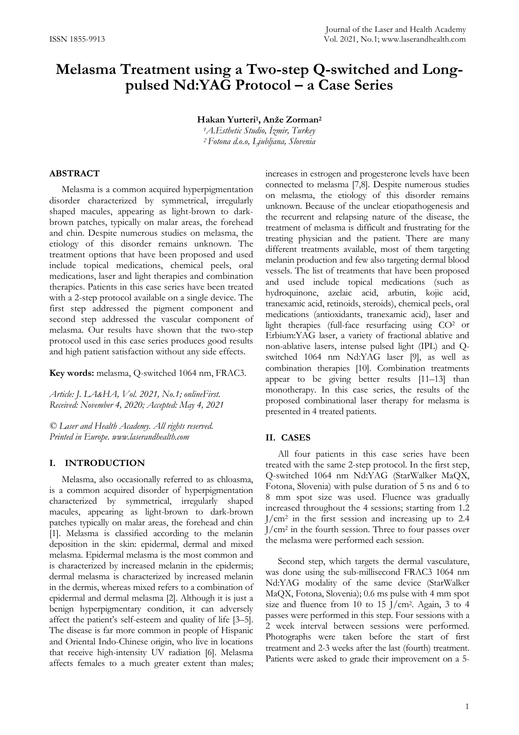# Melasma Treatment using a Two-step Q-switched and Long-pulsed Nd:YAG Protocol – a Case Series

**Hakan Yurteri[1], Anže Zorman[2]**

*[1]A.Esthetic Studio, İzmir, Turkey*
*[2] Fotona d.o.o, Ljubljana, Slovenia*

## ABSTRACT

Melasma is a common acquired hyperpigmentation disorder characterized by symmetrical, irregularly shaped macules, appearing as light-brown to dark-brown patches, typically on malar areas, the forehead and chin. Despite numerous studies on melasma, the etiology of this disorder remains unknown. The treatment options that have been proposed and used include topical medications, chemical peels, oral medications, laser and light therapies and combination therapies. Patients in this case series have been treated with a 2-step protocol available on a single device. The first step addressed the pigment component and second step addressed the vascular component of melasma. Our results have shown that the two-step protocol used in this case series produces good results and high patient satisfaction without any side effects.

**Key words:** melasma, Q-switched 1064 nm, FRAC3.

*Article: J. LA&HA, Vol. 2021, No.1; onlineFirst.*
*Received: November 4, 2020; Accepted: May 4, 2021*

*© Laser and Health Academy. All rights reserved.*
*Printed in Europe. www.laserandhealth.com*

## I. INTRODUCTION

Melasma, also occasionally referred to as chloasma, is a common acquired disorder of hyperpigmentation characterized by symmetrical, irregularly shaped macules, appearing as light-brown to dark-brown patches typically on malar areas, the forehead and chin [1]. Melasma is classified according to the melanin deposition in the skin: epidermal, dermal and mixed melasma. Epidermal melasma is the most common and is characterized by increased melanin in the epidermis; dermal melasma is characterized by increased melanin in the dermis, whereas mixed refers to a combination of epidermal and dermal melasma [2]. Although it is just a benign hyperpigmentary condition, it can adversely affect the patient's self-esteem and quality of life [3–5]. The disease is far more common in people of Hispanic and Oriental Indo-Chinese origin, who live in locations that receive high-intensity UV radiation [6]. Melasma affects females to a much greater extent than males; increases in estrogen and progesterone levels have been connected to melasma [7,8]. Despite numerous studies on melasma, the etiology of this disorder remains unknown. Because of the unclear etiopathogenesis and the recurrent and relapsing nature of the disease, the treatment of melasma is difficult and frustrating for the treating physician and the patient. There are many different treatments available, most of them targeting melanin production and few also targeting dermal blood vessels. The list of treatments that have been proposed and used include topical medications (such as hydroquinone, azelaic acid, arbutin, kojic acid, tranexamic acid, retinoids, steroids), chemical peels, oral medications (antioxidants, tranexamic acid), laser and light therapies (full-face resurfacing using $CO^2$ or Erbium:YAG laser, a variety of fractional ablative and non-ablative lasers, intense pulsed light (IPL) and Q-switched 1064 nm Nd:YAG laser [9], as well as combination therapies [10]. Combination treatments appear to be giving better results [11–13] than monotherapy. In this case series, the results of the proposed combinational laser therapy for melasma is presented in 4 treated patients.

## II. CASES

All four patients in this case series have been treated with the same 2-step protocol. In the first step, Q-switched 1064 nm Nd:YAG (StarWalker MaQX, Fotona, Slovenia) with pulse duration of 5 ns and 6 to 8 mm spot size was used. Fluence was gradually increased throughout the 4 sessions; starting from 1.2 $J/cm^2$ in the first session and increasing up to 2.4 $J/cm^2$ in the fourth session. Three to four passes over the melasma were performed each session.

Second step, which targets the dermal vasculature, was done using the sub-millisecond FRAC3 1064 nm Nd:YAG modality of the same device (StarWalker MaQX, Fotona, Slovenia); 0.6 ms pulse with 4 mm spot size and fluence from 10 to 15 $J/cm^2$. Again, 3 to 4 passes were performed in this step. Four sessions with a 2 week interval between sessions were performed. Photographs were taken before the start of first treatment and 2-3 weeks after the last (fourth) treatment. Patients were asked to grade their improvement on a 5-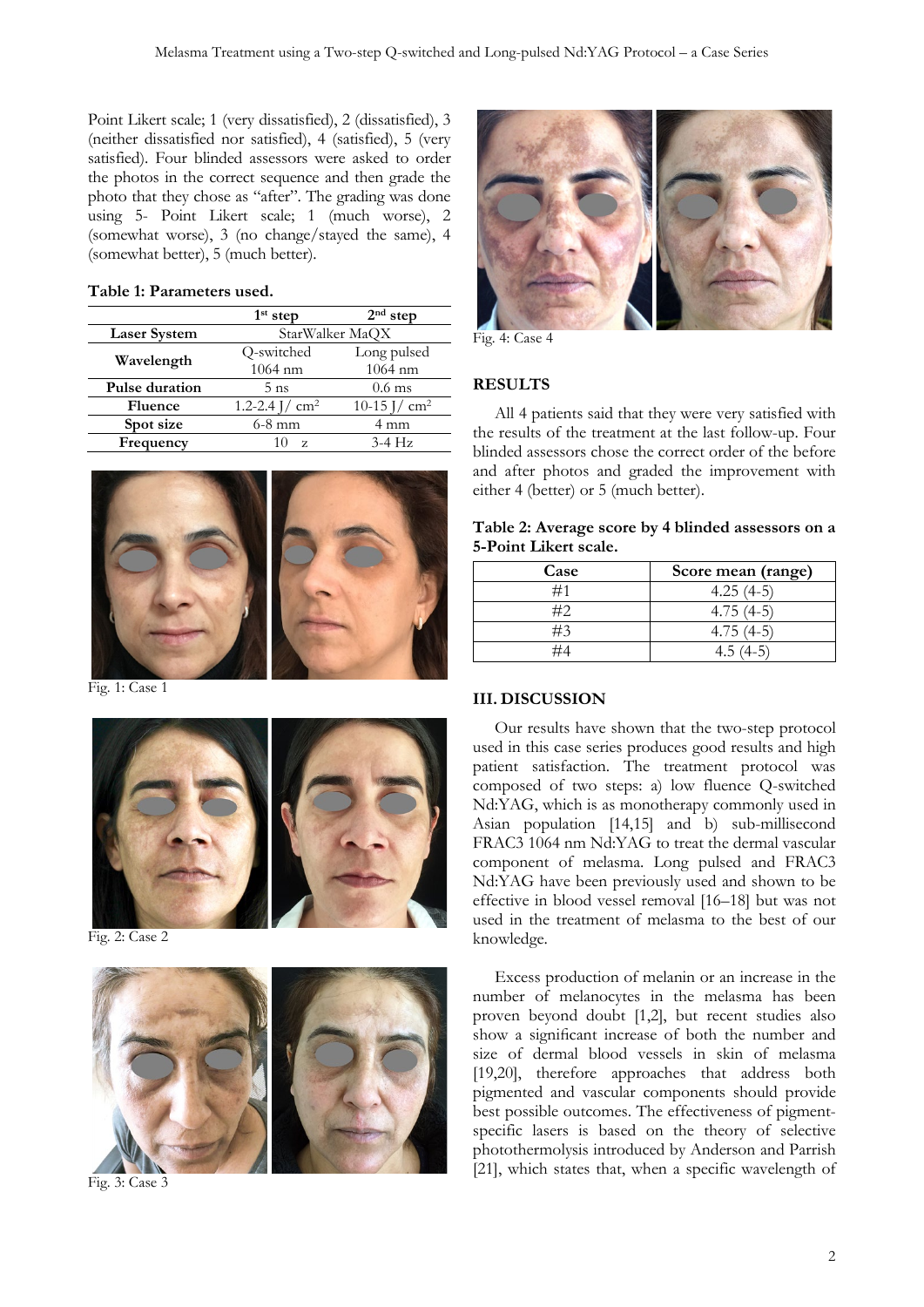Point Likert scale; 1 (very dissatisfied), 2 (dissatisfied), 3 (neither dissatisfied nor satisfied), 4 (satisfied), 5 (very satisfied). Four blinded assessors were asked to order the photos in the correct sequence and then grade the photo that they chose as "after". The grading was done using 5- Point Likert scale; 1 (much worse), 2 (somewhat worse), 3 (no change/stayed the same), 4 (somewhat better), 5 (much better).

**Table 1: Parameters used.**

| | 1st step | 2nd step |
|---|---|---|
| **Laser System** | StarWalker MaQX | |
| **Wavelength** | Q-switched 1064 nm | Long pulsed 1064 nm |
| **Pulse duration** | 5 ns | 0.6 ms |
| **Fluence** | 1.2-2.4 J/ cm$^2$ | 10-15 J/ cm$^2$ |
| **Spot size** | 6-8 mm | 4 mm |
| **Frequency** | 10 z | 3-4 Hz |

Fig. 1: Case 1

Fig. 2: Case 2

Fig. 3: Case 3

Fig. 4: Case 4

## RESULTS

All 4 patients said that they were very satisfied with the results of the treatment at the last follow-up. Four blinded assessors chose the correct order of the before and after photos and graded the improvement with either 4 (better) or 5 (much better).

**Table 2: Average score by 4 blinded assessors on a 5-Point Likert scale.**

| Case | Score mean (range) |
|---|---|
| #1 | 4.25 (4-5) |
| #2 | 4.75 (4-5) |
| #3 | 4.75 (4-5) |
| #4 | 4.5 (4-5) |

## III. DISCUSSION

Our results have shown that the two-step protocol used in this case series produces good results and high patient satisfaction. The treatment protocol was composed of two steps: a) low fluence Q-switched Nd:YAG, which is as monotherapy commonly used in Asian population [14,15] and b) sub-millisecond FRAC3 1064 nm Nd:YAG to treat the dermal vascular component of melasma. Long pulsed and FRAC3 Nd:YAG have been previously used and shown to be effective in blood vessel removal [16–18] but was not used in the treatment of melasma to the best of our knowledge.

Excess production of melanin or an increase in the number of melanocytes in the melasma has been proven beyond doubt [1,2], but recent studies also show a significant increase of both the number and size of dermal blood vessels in skin of melasma [19,20], therefore approaches that address both pigmented and vascular components should provide best possible outcomes. The effectiveness of pigment-specific lasers is based on the theory of selective photothermolysis introduced by Anderson and Parrish [21], which states that, when a specific wavelength of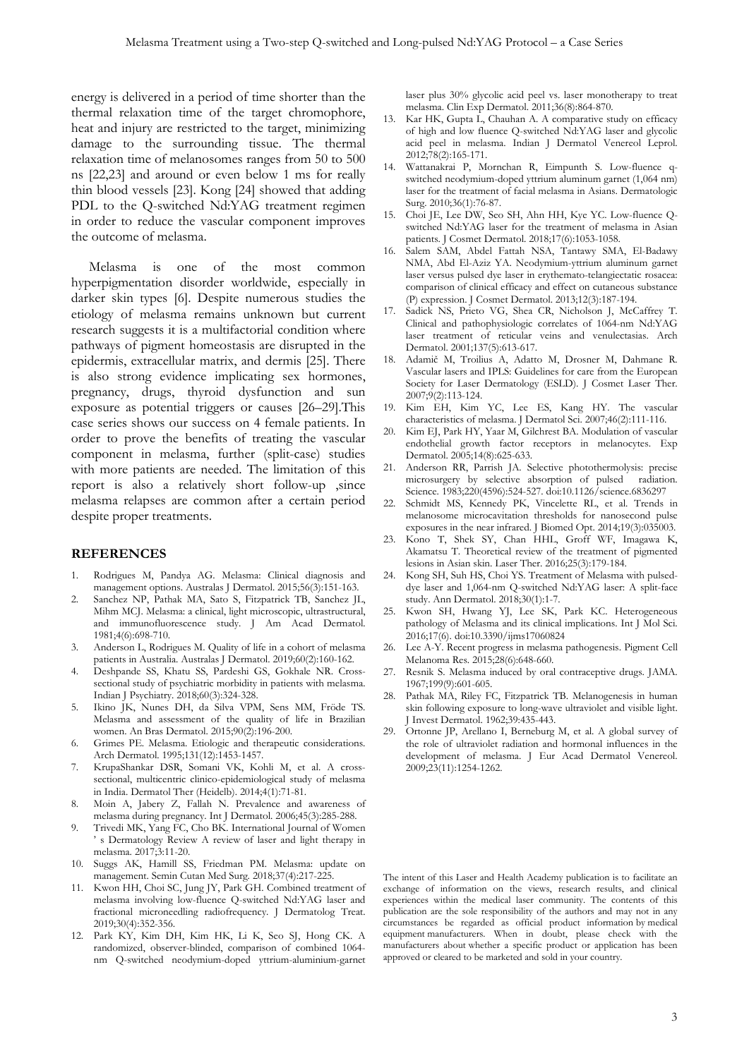energy is delivered in a period of time shorter than the thermal relaxation time of the target chromophore, heat and injury are restricted to the target, minimizing damage to the surrounding tissue. The thermal relaxation time of melanosomes ranges from 50 to 500 ns [22,23] and around or even below 1 ms for really thin blood vessels [23]. Kong [24] showed that adding PDL to the Q-switched Nd:YAG treatment regimen in order to reduce the vascular component improves the outcome of melasma.

Melasma is one of the most common hyperpigmentation disorder worldwide, especially in darker skin types [6]. Despite numerous studies the etiology of melasma remains unknown but current research suggests it is a multifactorial condition where pathways of pigment homeostasis are disrupted in the epidermis, extracellular matrix, and dermis [25]. There is also strong evidence implicating sex hormones, pregnancy, drugs, thyroid dysfunction and sun exposure as potential triggers or causes [26–29].This case series shows our success on 4 female patients. In order to prove the benefits of treating the vascular component in melasma, further (split-case) studies with more patients are needed. The limitation of this report is also a relatively short follow-up ,since melasma relapses are common after a certain period despite proper treatments.

## REFERENCES

1. Rodrigues M, Pandya AG. Melasma: Clinical diagnosis and management options. Australas J Dermatol. 2015;56(3):151-163.
2. Sanchez NP, Pathak MA, Sato S, Fitzpatrick TB, Sanchez JL, Mihm MCJ. Melasma: a clinical, light microscopic, ultrastructural, and immunofluorescence study. J Am Acad Dermatol. 1981;4(6):698-710.
3. Anderson L, Rodrigues M. Quality of life in a cohort of melasma patients in Australia. Australas J Dermatol. 2019;60(2):160-162.
4. Deshpande SS, Khatu SS, Pardeshi GS, Gokhale NR. Cross-sectional study of psychiatric morbidity in patients with melasma. Indian J Psychiatry. 2018;60(3):324-328.
5. Ikino JK, Nunes DH, da Silva VPM, Sens MM, Fröde TS. Melasma and assessment of the quality of life in Brazilian women. An Bras Dermatol. 2015;90(2):196-200.
6. Grimes PE. Melasma. Etiologic and therapeutic considerations. Arch Dermatol. 1995;131(12):1453-1457.
7. KrupaShankar DSR, Somani VK, Kohli M, et al. A cross-sectional, multicentric clinico-epidemiological study of melasma in India. Dermatol Ther (Heidelb). 2014;4(1):71-81.
8. Moin A, Jabery Z, Fallah N. Prevalence and awareness of melasma during pregnancy. Int J Dermatol. 2006;45(3):285-288.
9. Trivedi MK, Yang FC, Cho BK. International Journal of Women ' s Dermatology Review A review of laser and light therapy in melasma. 2017;3:11-20.
10. Suggs AK, Hamill SS, Friedman PM. Melasma: update on management. Semin Cutan Med Surg. 2018;37(4):217-225.
11. Kwon HH, Choi SC, Jung JY, Park GH. Combined treatment of melasma involving low-fluence Q-switched Nd:YAG laser and fractional microneedling radiofrequency. J Dermatolog Treat. 2019;30(4):352-356.
12. Park KY, Kim DH, Kim HK, Li K, Seo SJ, Hong CK. A randomized, observer-blinded, comparison of combined 1064-nm Q-switched neodymium-doped yttrium-aluminium-garnet laser plus 30% glycolic acid peel vs. laser monotherapy to treat melasma. Clin Exp Dermatol. 2011;36(8):864-870.
13. Kar HK, Gupta L, Chauhan A. A comparative study on efficacy of high and low fluence Q-switched Nd:YAG laser and glycolic acid peel in melasma. Indian J Dermatol Venereol Leprol. 2012;78(2):165-171.
14. Wattanakrai P, Mornchan R, Eimpunth S. Low-fluence q-switched neodymium-doped yttrium aluminum garnet (1,064 nm) laser for the treatment of facial melasma in Asians. Dermatologic Surg. 2010;36(1):76-87.
15. Choi JE, Lee DW, Seo SH, Ahn HH, Kye YC. Low-fluence Q-switched Nd:YAG laser for the treatment of melasma in Asian patients. J Cosmet Dermatol. 2018;17(6):1053-1058.
16. Salem SAM, Abdel Fattah NSA, Tantawy SMA, El-Badawy NMA, Abd El-Aziz YA. Neodymium-yttrium aluminum garnet laser versus pulsed dye laser in erythemato-telangiectatic rosacea: comparison of clinical efficacy and effect on cutaneous substance (P) expression. J Cosmet Dermatol. 2013;12(3):187-194.
17. Sadick NS, Prieto VG, Shea CR, Nicholson J, McCaffrey T. Clinical and pathophysiologic correlates of 1064-nm Nd:YAG laser treatment of reticular veins and venulectasias. Arch Dermatol. 2001;137(5):613-617.
18. Adamič M, Troilius A, Adatto M, Drosner M, Dahmane R. Vascular lasers and IPLS: Guidelines for care from the European Society for Laser Dermatology (ESLD). J Cosmet Laser Ther. 2007;9(2):113-124.
19. Kim EH, Kim YC, Lee ES, Kang HY. The vascular characteristics of melasma. J Dermatol Sci. 2007;46(2):111-116.
20. Kim EJ, Park HY, Yaar M, Gilchrest BA. Modulation of vascular endothelial growth factor receptors in melanocytes. Exp Dermatol. 2005;14(8):625-633.
21. Anderson RR, Parrish JA. Selective photothermolysis: precise microsurgery by selective absorption of pulsed radiation. Science. 1983;220(4596):524-527. doi:10.1126/science.6836297
22. Schmidt MS, Kennedy PK, Vincelette RL, et al. Trends in melanosome microcavitation thresholds for nanosecond pulse exposures in the near infrared. J Biomed Opt. 2014;19(3):035003.
23. Kono T, Shek SY, Chan HHL, Groff WF, Imagawa K, Akamatsu T. Theoretical review of the treatment of pigmented lesions in Asian skin. Laser Ther. 2016;25(3):179-184.
24. Kong SH, Suh HS, Choi YS. Treatment of Melasma with pulsed-dye laser and 1,064-nm Q-switched Nd:YAG laser: A split-face study. Ann Dermatol. 2018;30(1):1-7.
25. Kwon SH, Hwang YJ, Lee SK, Park KC. Heterogeneous pathology of Melasma and its clinical implications. Int J Mol Sci. 2016;17(6). doi:10.3390/ijms17060824
26. Lee A-Y. Recent progress in melasma pathogenesis. Pigment Cell Melanoma Res. 2015;28(6):648-660.
27. Resnik S. Melasma induced by oral contraceptive drugs. JAMA. 1967;199(9):601-605.
28. Pathak MA, Riley FC, Fitzpatrick TB. Melanogenesis in human skin following exposure to long-wave ultraviolet and visible light. J Invest Dermatol. 1962;39:435-443.
29. Ortonne JP, Arellano I, Berneburg M, et al. A global survey of the role of ultraviolet radiation and hormonal influences in the development of melasma. J Eur Acad Dermatol Venereol. 2009;23(11):1254-1262.

The intent of this Laser and Health Academy publication is to facilitate an exchange of information on the views, research results, and clinical experiences within the medical laser community. The contents of this publication are the sole responsibility of the authors and may not in any circumstances be regarded as official product information by medical equipment manufacturers. When in doubt, please check with the manufacturers about whether a specific product or application has been approved or cleared to be marketed and sold in your country.